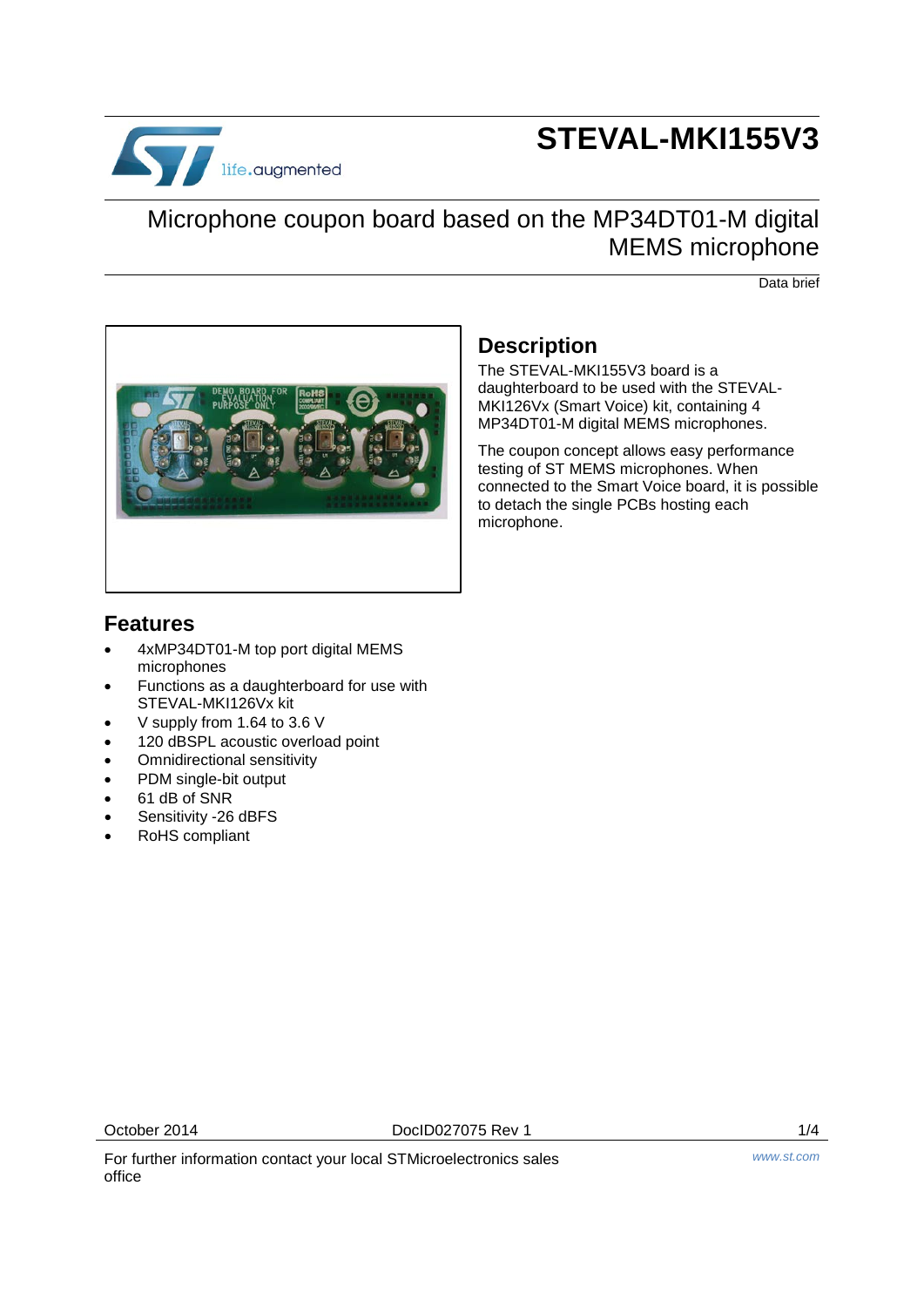# STEVAL-MKI155V3

## Microphone coupon board based on the MP34DT01-M digital MEMS microphone

Data brief

## Description

The STEVAL-MKI155V3 board is a daughterboard to be used with the STEVAL-MKI126Vx (Smart Voice) kit, containing 4 MP34DT01-M digital MEMS microphones.

The coupon concept allows easy performance testing of ST MEMS microphones. When connected to the Smart Voice board, it is possible to detach the single PCBs hosting each microphone.

## Features

- 4xMP34DT01-M top port digital MEMS microphones
- Functions as a daughterboard for use with STEVAL-MKI126Vx kit
- V supply from 1.64 to 3.6 V
- 120 dBSPL acoustic overload point
- Omnidirectional sensitivity
- PDM single-bit output
- 61 dB of SNR
- Sensitivity -26 dBFS
- RoHS compliant

October 2014 DocID027075 Rev 1

For further information contact your local STMicroelectronics sales office

www.st.com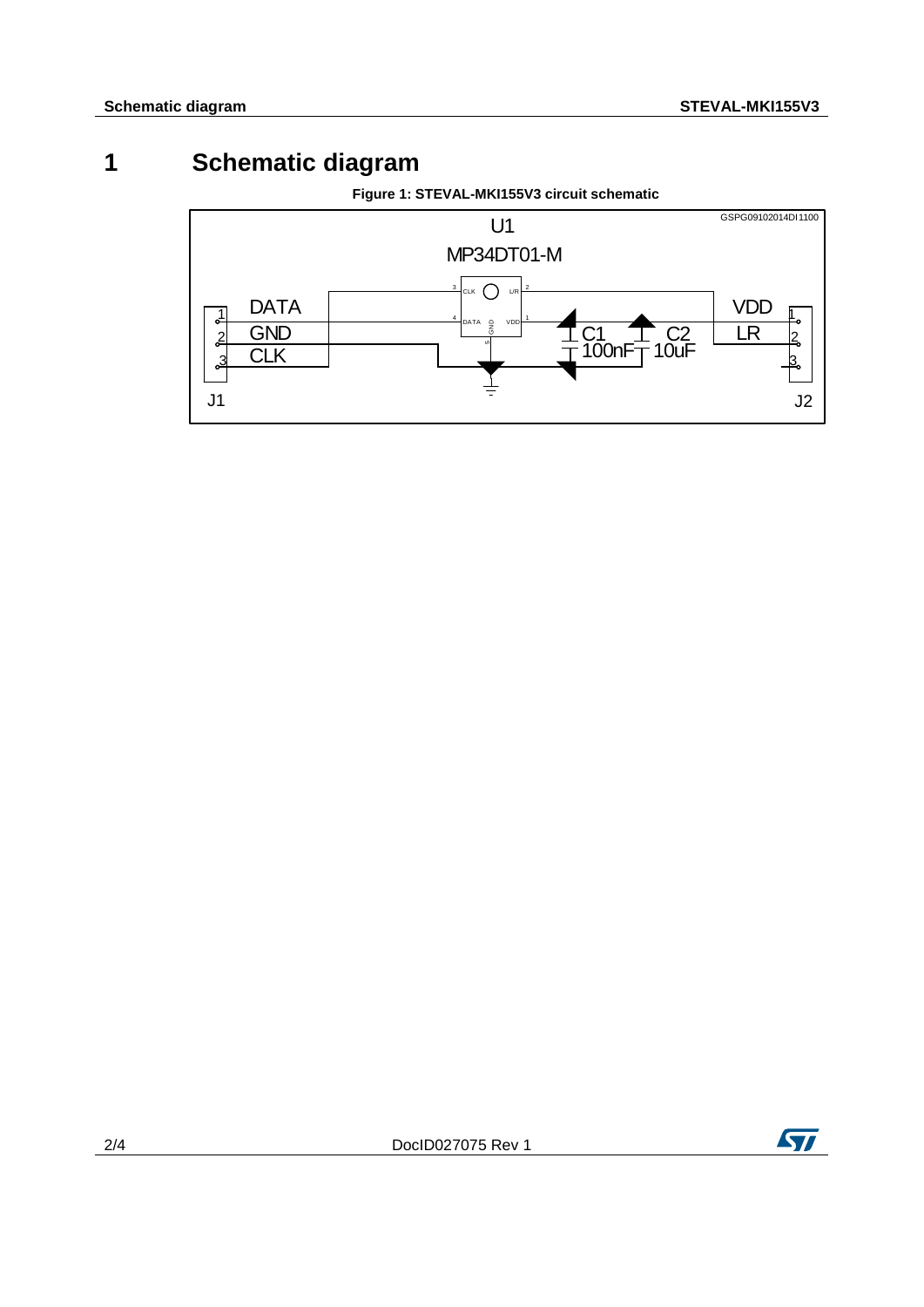# 1 Schematic diagram

**Figure 1: STEVAL-MKI155V3 circuit schematic**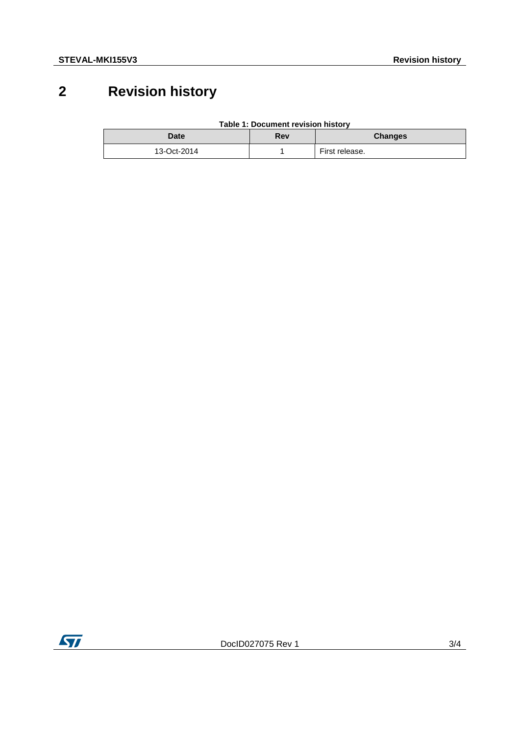# 2 Revision history

**Table 1: Document revision history**

| Date | Rev | Changes |
|---|---|---|
| 13-Oct-2014 | 1 | First release. |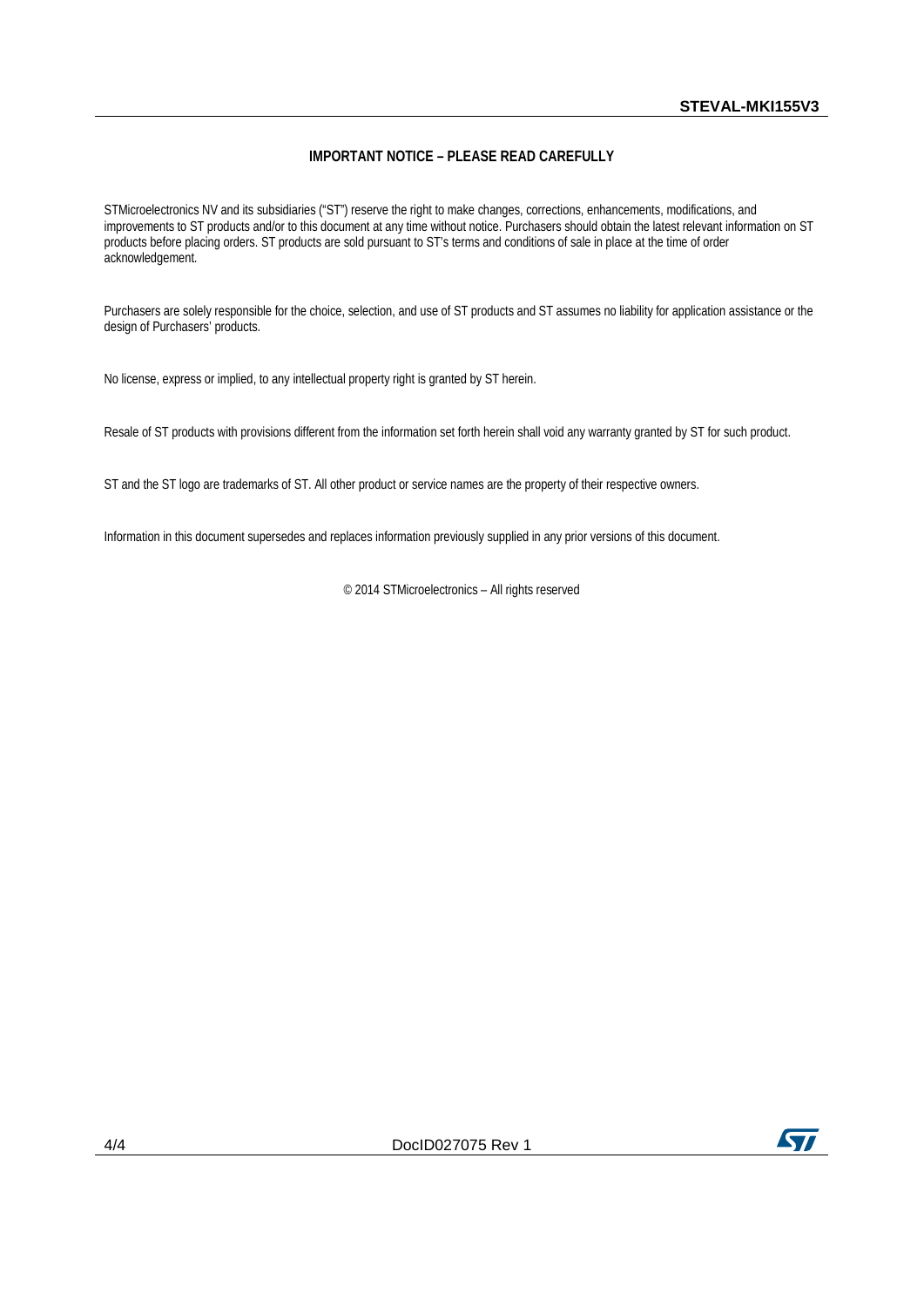**IMPORTANT NOTICE – PLEASE READ CAREFULLY**

STMicroelectronics NV and its subsidiaries ("ST") reserve the right to make changes, corrections, enhancements, modifications, and improvements to ST products and/or to this document at any time without notice. Purchasers should obtain the latest relevant information on ST products before placing orders. ST products are sold pursuant to ST's terms and conditions of sale in place at the time of order acknowledgement.

Purchasers are solely responsible for the choice, selection, and use of ST products and ST assumes no liability for application assistance or the design of Purchasers' products.

No license, express or implied, to any intellectual property right is granted by ST herein.

Resale of ST products with provisions different from the information set forth herein shall void any warranty granted by ST for such product.

ST and the ST logo are trademarks of ST. All other product or service names are the property of their respective owners.

Information in this document supersedes and replaces information previously supplied in any prior versions of this document.

© 2014 STMicroelectronics – All rights reserved